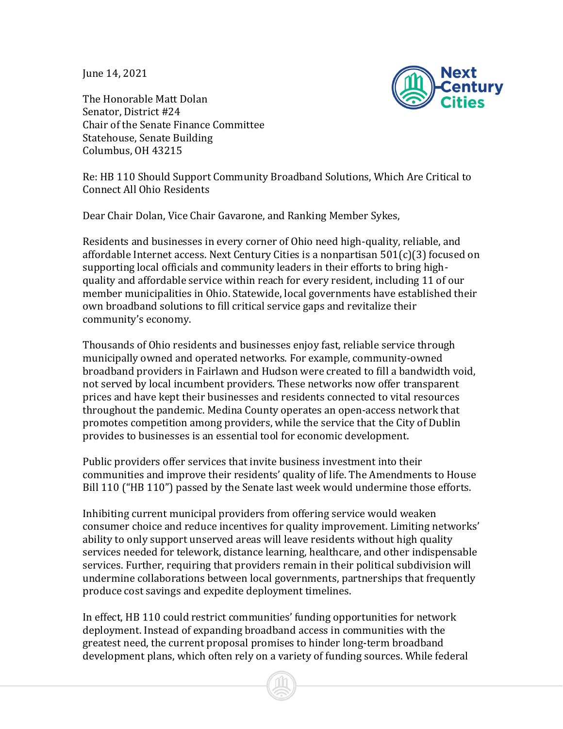June 14, 2021

The Honorable Matt Dolan
Senator, District #24
Chair of the Senate Finance Committee
Statehouse, Senate Building
Columbus, OH 43215

Re: HB 110 Should Support Community Broadband Solutions, Which Are Critical to Connect All Ohio Residents

Dear Chair Dolan, Vice Chair Gavarone, and Ranking Member Sykes,

Residents and businesses in every corner of Ohio need high-quality, reliable, and affordable Internet access. Next Century Cities is a nonpartisan 501(c)(3) focused on supporting local officials and community leaders in their efforts to bring high-quality and affordable service within reach for every resident, including 11 of our member municipalities in Ohio. Statewide, local governments have established their own broadband solutions to fill critical service gaps and revitalize their community's economy.

Thousands of Ohio residents and businesses enjoy fast, reliable service through municipally owned and operated networks. For example, community-owned broadband providers in Fairlawn and Hudson were created to fill a bandwidth void, not served by local incumbent providers. These networks now offer transparent prices and have kept their businesses and residents connected to vital resources throughout the pandemic. Medina County operates an open-access network that promotes competition among providers, while the service that the City of Dublin provides to businesses is an essential tool for economic development.

Public providers offer services that invite business investment into their communities and improve their residents' quality of life. The Amendments to House Bill 110 ("HB 110") passed by the Senate last week would undermine those efforts.

Inhibiting current municipal providers from offering service would weaken consumer choice and reduce incentives for quality improvement. Limiting networks' ability to only support unserved areas will leave residents without high quality services needed for telework, distance learning, healthcare, and other indispensable services. Further, requiring that providers remain in their political subdivision will undermine collaborations between local governments, partnerships that frequently produce cost savings and expedite deployment timelines.

In effect, HB 110 could restrict communities' funding opportunities for network deployment. Instead of expanding broadband access in communities with the greatest need, the current proposal promises to hinder long-term broadband development plans, which often rely on a variety of funding sources. While federal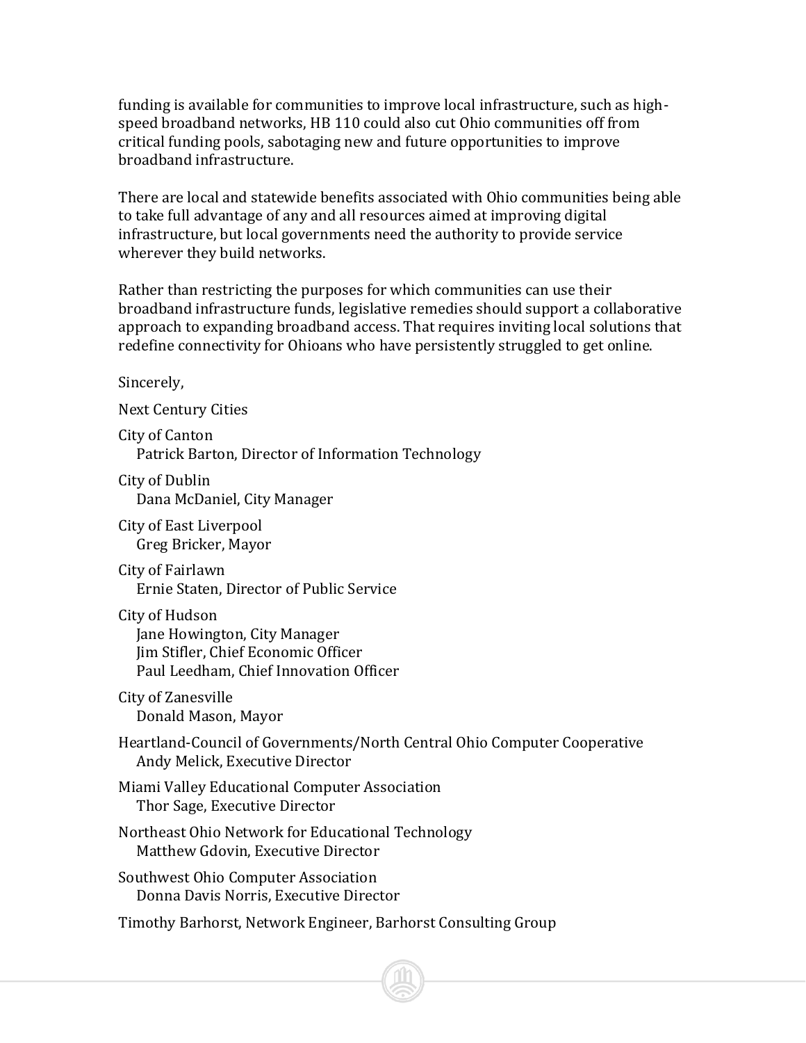funding is available for communities to improve local infrastructure, such as high-speed broadband networks, HB 110 could also cut Ohio communities off from critical funding pools, sabotaging new and future opportunities to improve broadband infrastructure.

There are local and statewide benefits associated with Ohio communities being able to take full advantage of any and all resources aimed at improving digital infrastructure, but local governments need the authority to provide service wherever they build networks.

Rather than restricting the purposes for which communities can use their broadband infrastructure funds, legislative remedies should support a collaborative approach to expanding broadband access. That requires inviting local solutions that redefine connectivity for Ohioans who have persistently struggled to get online.

Sincerely,

Next Century Cities

City of Canton
Patrick Barton, Director of Information Technology

City of Dublin
Dana McDaniel, City Manager

City of East Liverpool
Greg Bricker, Mayor

City of Fairlawn
Ernie Staten, Director of Public Service

City of Hudson
Jane Howington, City Manager
Jim Stifler, Chief Economic Officer
Paul Leedham, Chief Innovation Officer

City of Zanesville
Donald Mason, Mayor

Heartland-Council of Governments/North Central Ohio Computer Cooperative
Andy Melick, Executive Director

Miami Valley Educational Computer Association
Thor Sage, Executive Director

Northeast Ohio Network for Educational Technology
Matthew Gdovin, Executive Director

Southwest Ohio Computer Association
Donna Davis Norris, Executive Director

Timothy Barhorst, Network Engineer, Barhorst Consulting Group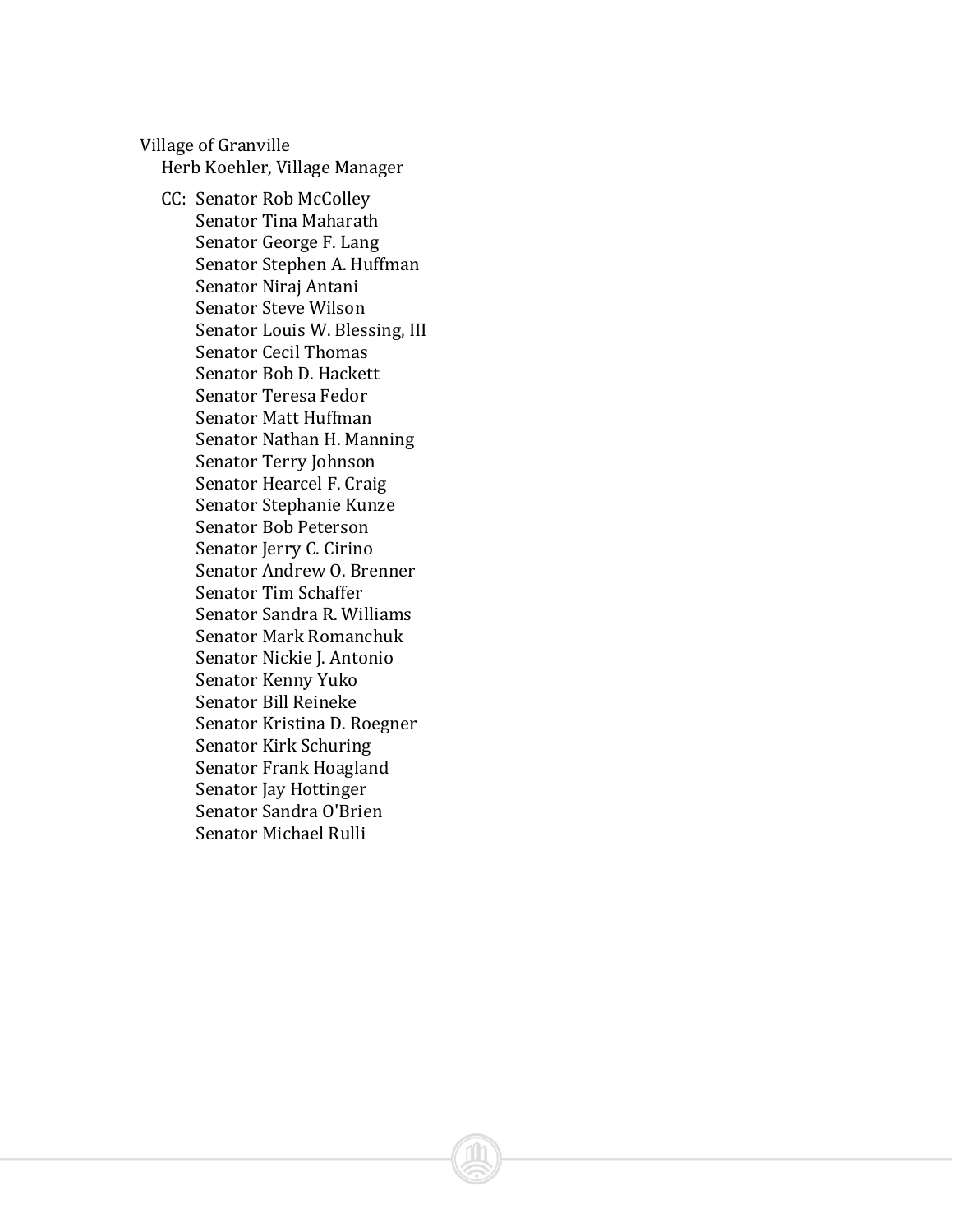Village of Granville
Herb Koehler, Village Manager

CC: Senator Rob McColley
Senator Tina Maharath
Senator George F. Lang
Senator Stephen A. Huffman
Senator Niraj Antani
Senator Steve Wilson
Senator Louis W. Blessing, III
Senator Cecil Thomas
Senator Bob D. Hackett
Senator Teresa Fedor
Senator Matt Huffman
Senator Nathan H. Manning
Senator Terry Johnson
Senator Hearcel F. Craig
Senator Stephanie Kunze
Senator Bob Peterson
Senator Jerry C. Cirino
Senator Andrew O. Brenner
Senator Tim Schaffer
Senator Sandra R. Williams
Senator Mark Romanchuk
Senator Nickie J. Antonio
Senator Kenny Yuko
Senator Bill Reineke
Senator Kristina D. Roegner
Senator Kirk Schuring
Senator Frank Hoagland
Senator Jay Hottinger
Senator Sandra O'Brien
Senator Michael Rulli